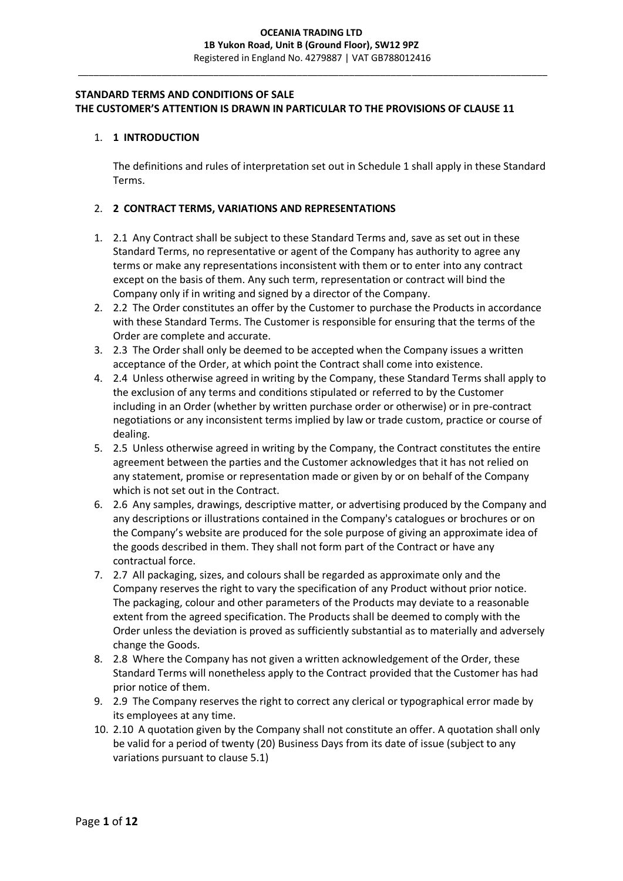**OCEANIA TRADING LTD**
**1B Yukon Road, Unit B (Ground Floor), SW12 9PZ**
Registered in England No. 4279887 | VAT GB788012416

**STANDARD TERMS AND CONDITIONS OF SALE**
**THE CUSTOMER'S ATTENTION IS DRAWN IN PARTICULAR TO THE PROVISIONS OF CLAUSE 11**

1. **1 INTRODUCTION**

   The definitions and rules of interpretation set out in Schedule 1 shall apply in these Standard Terms.

2. **2 CONTRACT TERMS, VARIATIONS AND REPRESENTATIONS**

1. 2.1 Any Contract shall be subject to these Standard Terms and, save as set out in these Standard Terms, no representative or agent of the Company has authority to agree any terms or make any representations inconsistent with them or to enter into any contract except on the basis of them. Any such term, representation or contract will bind the Company only if in writing and signed by a director of the Company.
2. 2.2 The Order constitutes an offer by the Customer to purchase the Products in accordance with these Standard Terms. The Customer is responsible for ensuring that the terms of the Order are complete and accurate.
3. 2.3 The Order shall only be deemed to be accepted when the Company issues a written acceptance of the Order, at which point the Contract shall come into existence.
4. 2.4 Unless otherwise agreed in writing by the Company, these Standard Terms shall apply to the exclusion of any terms and conditions stipulated or referred to by the Customer including in an Order (whether by written purchase order or otherwise) or in pre-contract negotiations or any inconsistent terms implied by law or trade custom, practice or course of dealing.
5. 2.5 Unless otherwise agreed in writing by the Company, the Contract constitutes the entire agreement between the parties and the Customer acknowledges that it has not relied on any statement, promise or representation made or given by or on behalf of the Company which is not set out in the Contract.
6. 2.6 Any samples, drawings, descriptive matter, or advertising produced by the Company and any descriptions or illustrations contained in the Company's catalogues or brochures or on the Company's website are produced for the sole purpose of giving an approximate idea of the goods described in them. They shall not form part of the Contract or have any contractual force.
7. 2.7 All packaging, sizes, and colours shall be regarded as approximate only and the Company reserves the right to vary the specification of any Product without prior notice. The packaging, colour and other parameters of the Products may deviate to a reasonable extent from the agreed specification. The Products shall be deemed to comply with the Order unless the deviation is proved as sufficiently substantial as to materially and adversely change the Goods.
8. 2.8 Where the Company has not given a written acknowledgement of the Order, these Standard Terms will nonetheless apply to the Contract provided that the Customer has had prior notice of them.
9. 2.9 The Company reserves the right to correct any clerical or typographical error made by its employees at any time.
10. 2.10 A quotation given by the Company shall not constitute an offer. A quotation shall only be valid for a period of twenty (20) Business Days from its date of issue (subject to any variations pursuant to clause 5.1)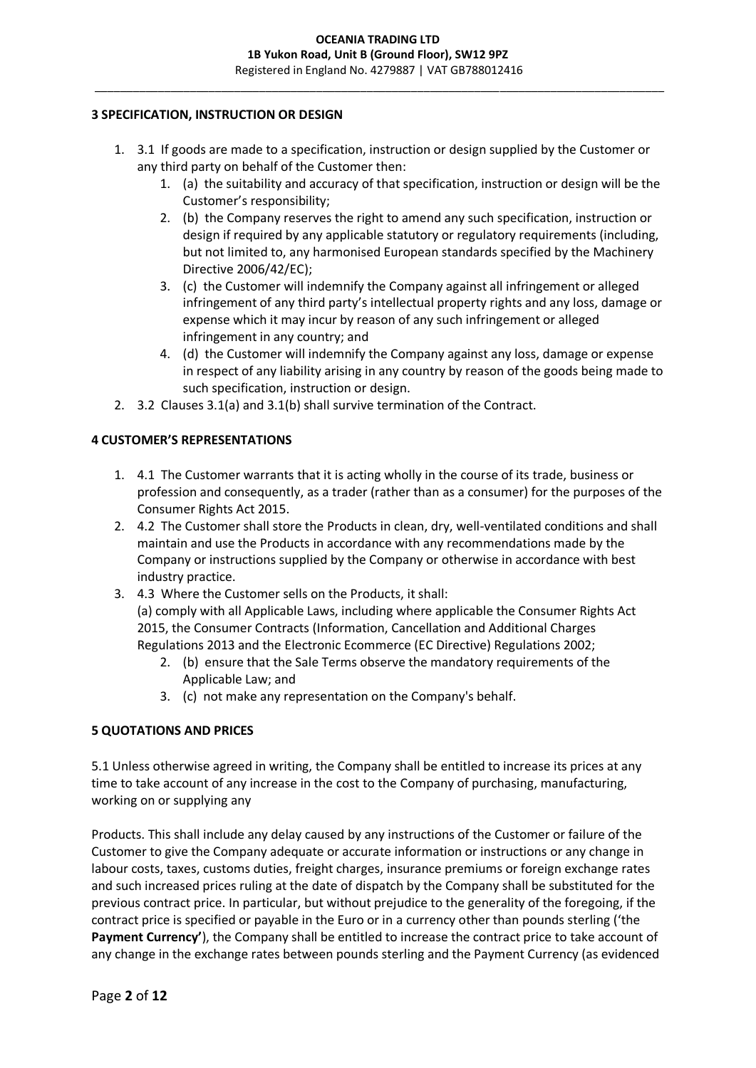### 3 SPECIFICATION, INSTRUCTION OR DESIGN

1. 3.1 If goods are made to a specification, instruction or design supplied by the Customer or any third party on behalf of the Customer then:
    1. (a) the suitability and accuracy of that specification, instruction or design will be the Customer's responsibility;
    2. (b) the Company reserves the right to amend any such specification, instruction or design if required by any applicable statutory or regulatory requirements (including, but not limited to, any harmonised European standards specified by the Machinery Directive 2006/42/EC);
    3. (c) the Customer will indemnify the Company against all infringement or alleged infringement of any third party's intellectual property rights and any loss, damage or expense which it may incur by reason of any such infringement or alleged infringement in any country; and
    4. (d) the Customer will indemnify the Company against any loss, damage or expense in respect of any liability arising in any country by reason of the goods being made to such specification, instruction or design.
2. 3.2 Clauses 3.1(a) and 3.1(b) shall survive termination of the Contract.

### 4 CUSTOMER'S REPRESENTATIONS

1. 4.1 The Customer warrants that it is acting wholly in the course of its trade, business or profession and consequently, as a trader (rather than as a consumer) for the purposes of the Consumer Rights Act 2015.
2. 4.2 The Customer shall store the Products in clean, dry, well-ventilated conditions and shall maintain and use the Products in accordance with any recommendations made by the Company or instructions supplied by the Company or otherwise in accordance with best industry practice.
3. 4.3 Where the Customer sells on the Products, it shall:
   (a) comply with all Applicable Laws, including where applicable the Consumer Rights Act 2015, the Consumer Contracts (Information, Cancellation and Additional Charges Regulations 2013 and the Electronic Ecommerce (EC Directive) Regulations 2002;
    2. (b) ensure that the Sale Terms observe the mandatory requirements of the Applicable Law; and
    3. (c) not make any representation on the Company's behalf.

### 5 QUOTATIONS AND PRICES

5.1 Unless otherwise agreed in writing, the Company shall be entitled to increase its prices at any time to take account of any increase in the cost to the Company of purchasing, manufacturing, working on or supplying any

Products. This shall include any delay caused by any instructions of the Customer or failure of the Customer to give the Company adequate or accurate information or instructions or any change in labour costs, taxes, customs duties, freight charges, insurance premiums or foreign exchange rates and such increased prices ruling at the date of dispatch by the Company shall be substituted for the previous contract price. In particular, but without prejudice to the generality of the foregoing, if the contract price is specified or payable in the Euro or in a currency other than pounds sterling ('the **Payment Currency'**), the Company shall be entitled to increase the contract price to take account of any change in the exchange rates between pounds sterling and the Payment Currency (as evidenced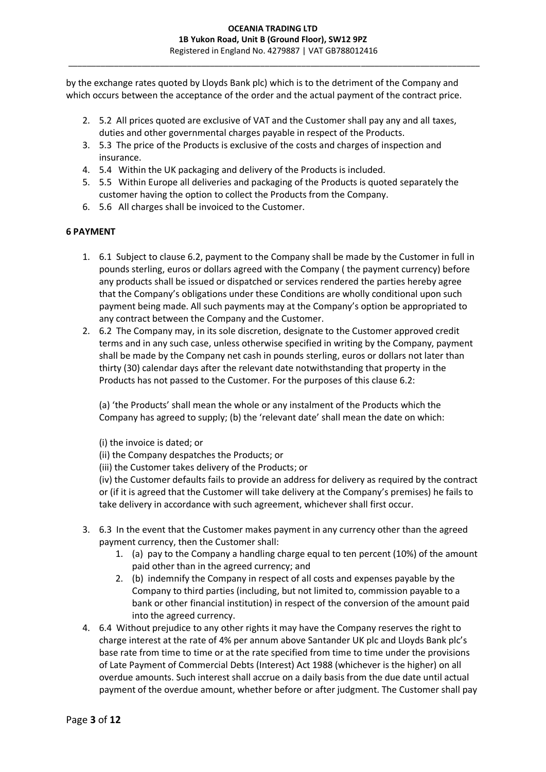by the exchange rates quoted by Lloyds Bank plc) which is to the detriment of the Company and which occurs between the acceptance of the order and the actual payment of the contract price.

2. 5.2 All prices quoted are exclusive of VAT and the Customer shall pay any and all taxes, duties and other governmental charges payable in respect of the Products.
3. 5.3 The price of the Products is exclusive of the costs and charges of inspection and insurance.
4. 5.4 Within the UK packaging and delivery of the Products is included.
5. 5.5 Within Europe all deliveries and packaging of the Products is quoted separately the customer having the option to collect the Products from the Company.
6. 5.6 All charges shall be invoiced to the Customer.

**6 PAYMENT**

1. 6.1 Subject to clause 6.2, payment to the Company shall be made by the Customer in full in pounds sterling, euros or dollars agreed with the Company ( the payment currency) before any products shall be issued or dispatched or services rendered the parties hereby agree that the Company's obligations under these Conditions are wholly conditional upon such payment being made. All such payments may at the Company's option be appropriated to any contract between the Company and the Customer.
2. 6.2 The Company may, in its sole discretion, designate to the Customer approved credit terms and in any such case, unless otherwise specified in writing by the Company, payment shall be made by the Company net cash in pounds sterling, euros or dollars not later than thirty (30) calendar days after the relevant date notwithstanding that property in the Products has not passed to the Customer. For the purposes of this clause 6.2:

   (a) 'the Products' shall mean the whole or any instalment of the Products which the Company has agreed to supply; (b) the 'relevant date' shall mean the date on which:

   (i) the invoice is dated; or
   (ii) the Company despatches the Products; or
   (iii) the Customer takes delivery of the Products; or
   (iv) the Customer defaults fails to provide an address for delivery as required by the contract or (if it is agreed that the Customer will take delivery at the Company's premises) he fails to take delivery in accordance with such agreement, whichever shall first occur.

3. 6.3 In the event that the Customer makes payment in any currency other than the agreed payment currency, then the Customer shall:
   1. (a) pay to the Company a handling charge equal to ten percent (10%) of the amount paid other than in the agreed currency; and
   2. (b) indemnify the Company in respect of all costs and expenses payable by the Company to third parties (including, but not limited to, commission payable to a bank or other financial institution) in respect of the conversion of the amount paid into the agreed currency.
4. 6.4 Without prejudice to any other rights it may have the Company reserves the right to charge interest at the rate of 4% per annum above Santander UK plc and Lloyds Bank plc's base rate from time to time or at the rate specified from time to time under the provisions of Late Payment of Commercial Debts (Interest) Act 1988 (whichever is the higher) on all overdue amounts. Such interest shall accrue on a daily basis from the due date until actual payment of the overdue amount, whether before or after judgment. The Customer shall pay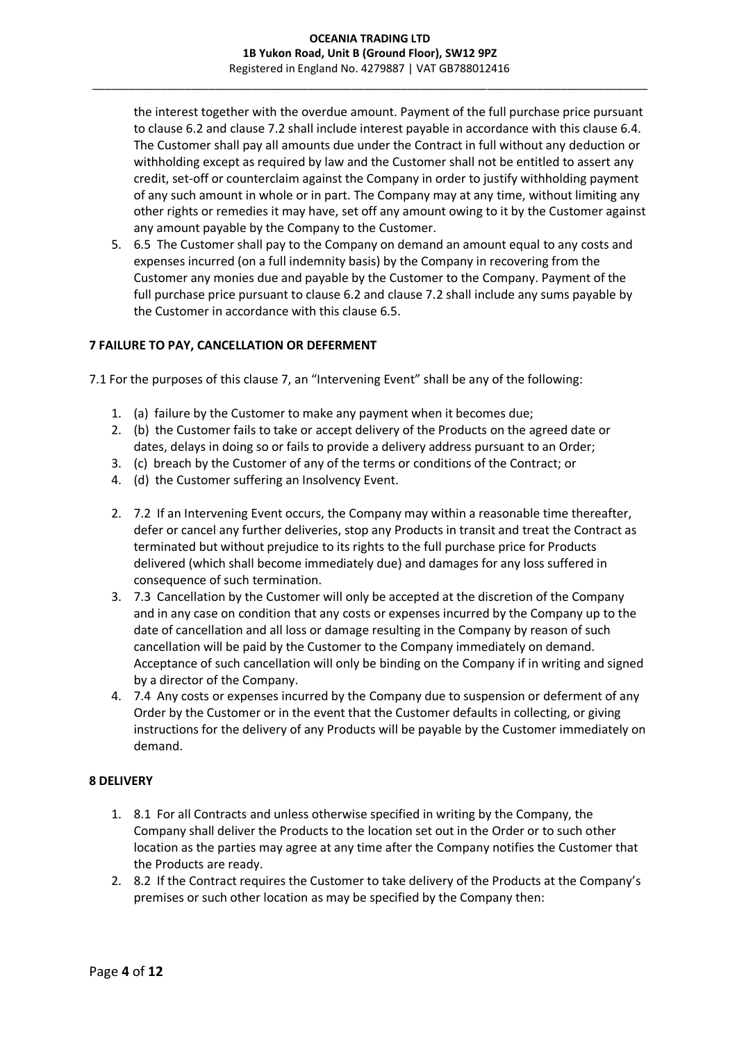the interest together with the overdue amount. Payment of the full purchase price pursuant to clause 6.2 and clause 7.2 shall include interest payable in accordance with this clause 6.4. The Customer shall pay all amounts due under the Contract in full without any deduction or withholding except as required by law and the Customer shall not be entitled to assert any credit, set-off or counterclaim against the Company in order to justify withholding payment of any such amount in whole or in part. The Company may at any time, without limiting any other rights or remedies it may have, set off any amount owing to it by the Customer against any amount payable by the Company to the Customer.

5. 6.5 The Customer shall pay to the Company on demand an amount equal to any costs and expenses incurred (on a full indemnity basis) by the Company in recovering from the Customer any monies due and payable by the Customer to the Company. Payment of the full purchase price pursuant to clause 6.2 and clause 7.2 shall include any sums payable by the Customer in accordance with this clause 6.5.

**7 FAILURE TO PAY, CANCELLATION OR DEFERMENT**

7.1 For the purposes of this clause 7, an "Intervening Event" shall be any of the following:

1. (a) failure by the Customer to make any payment when it becomes due;
2. (b) the Customer fails to take or accept delivery of the Products on the agreed date or dates, delays in doing so or fails to provide a delivery address pursuant to an Order;
3. (c) breach by the Customer of any of the terms or conditions of the Contract; or
4. (d) the Customer suffering an Insolvency Event.

2. 7.2 If an Intervening Event occurs, the Company may within a reasonable time thereafter, defer or cancel any further deliveries, stop any Products in transit and treat the Contract as terminated but without prejudice to its rights to the full purchase price for Products delivered (which shall become immediately due) and damages for any loss suffered in consequence of such termination.
3. 7.3 Cancellation by the Customer will only be accepted at the discretion of the Company and in any case on condition that any costs or expenses incurred by the Company up to the date of cancellation and all loss or damage resulting in the Company by reason of such cancellation will be paid by the Customer to the Company immediately on demand. Acceptance of such cancellation will only be binding on the Company if in writing and signed by a director of the Company.
4. 7.4 Any costs or expenses incurred by the Company due to suspension or deferment of any Order by the Customer or in the event that the Customer defaults in collecting, or giving instructions for the delivery of any Products will be payable by the Customer immediately on demand.

**8 DELIVERY**

1. 8.1 For all Contracts and unless otherwise specified in writing by the Company, the Company shall deliver the Products to the location set out in the Order or to such other location as the parties may agree at any time after the Company notifies the Customer that the Products are ready.
2. 8.2 If the Contract requires the Customer to take delivery of the Products at the Company's premises or such other location as may be specified by the Company then: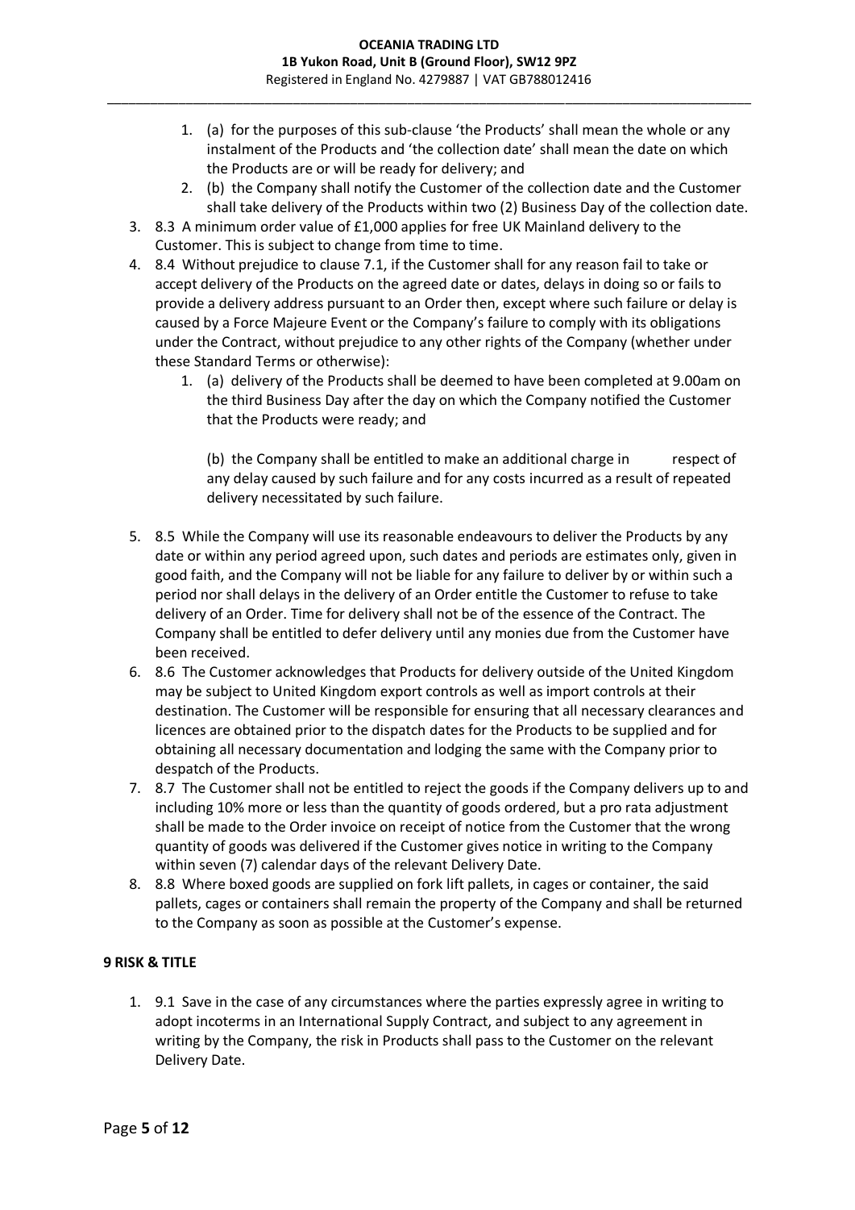1. (a) for the purposes of this sub-clause 'the Products' shall mean the whole or any instalment of the Products and 'the collection date' shall mean the date on which the Products are or will be ready for delivery; and
2. (b) the Company shall notify the Customer of the collection date and the Customer shall take delivery of the Products within two (2) Business Day of the collection date.

3. 8.3 A minimum order value of £1,000 applies for free UK Mainland delivery to the Customer. This is subject to change from time to time.
4. 8.4 Without prejudice to clause 7.1, if the Customer shall for any reason fail to take or accept delivery of the Products on the agreed date or dates, delays in doing so or fails to provide a delivery address pursuant to an Order then, except where such failure or delay is caused by a Force Majeure Event or the Company's failure to comply with its obligations under the Contract, without prejudice to any other rights of the Company (whether under these Standard Terms or otherwise):
   1. (a) delivery of the Products shall be deemed to have been completed at 9.00am on the third Business Day after the day on which the Company notified the Customer that the Products were ready; and

      (b) the Company shall be entitled to make an additional charge in respect of any delay caused by such failure and for any costs incurred as a result of repeated delivery necessitated by such failure.
5. 8.5 While the Company will use its reasonable endeavours to deliver the Products by any date or within any period agreed upon, such dates and periods are estimates only, given in good faith, and the Company will not be liable for any failure to deliver by or within such a period nor shall delays in the delivery of an Order entitle the Customer to refuse to take delivery of an Order. Time for delivery shall not be of the essence of the Contract. The Company shall be entitled to defer delivery until any monies due from the Customer have been received.
6. 8.6 The Customer acknowledges that Products for delivery outside of the United Kingdom may be subject to United Kingdom export controls as well as import controls at their destination. The Customer will be responsible for ensuring that all necessary clearances and licences are obtained prior to the dispatch dates for the Products to be supplied and for obtaining all necessary documentation and lodging the same with the Company prior to despatch of the Products.
7. 8.7 The Customer shall not be entitled to reject the goods if the Company delivers up to and including 10% more or less than the quantity of goods ordered, but a pro rata adjustment shall be made to the Order invoice on receipt of notice from the Customer that the wrong quantity of goods was delivered if the Customer gives notice in writing to the Company within seven (7) calendar days of the relevant Delivery Date.
8. 8.8 Where boxed goods are supplied on fork lift pallets, in cages or container, the said pallets, cages or containers shall remain the property of the Company and shall be returned to the Company as soon as possible at the Customer's expense.

**9 RISK & TITLE**

1. 9.1 Save in the case of any circumstances where the parties expressly agree in writing to adopt incoterms in an International Supply Contract, and subject to any agreement in writing by the Company, the risk in Products shall pass to the Customer on the relevant Delivery Date.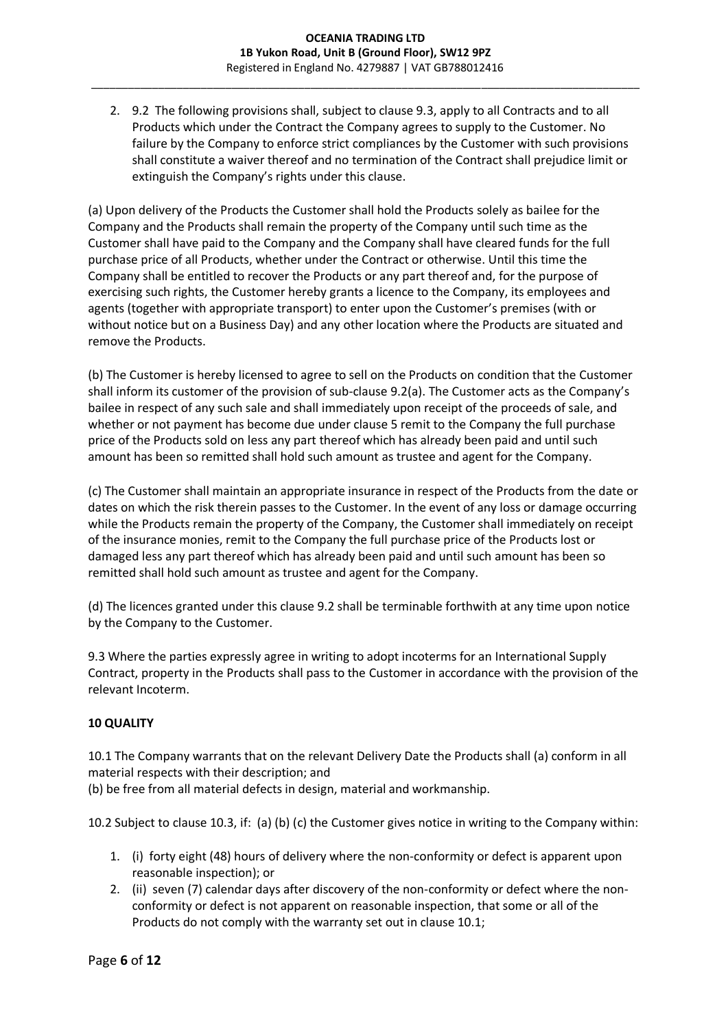2. 9.2 The following provisions shall, subject to clause 9.3, apply to all Contracts and to all Products which under the Contract the Company agrees to supply to the Customer. No failure by the Company to enforce strict compliances by the Customer with such provisions shall constitute a waiver thereof and no termination of the Contract shall prejudice limit or extinguish the Company's rights under this clause.

(a) Upon delivery of the Products the Customer shall hold the Products solely as bailee for the Company and the Products shall remain the property of the Company until such time as the Customer shall have paid to the Company and the Company shall have cleared funds for the full purchase price of all Products, whether under the Contract or otherwise. Until this time the Company shall be entitled to recover the Products or any part thereof and, for the purpose of exercising such rights, the Customer hereby grants a licence to the Company, its employees and agents (together with appropriate transport) to enter upon the Customer's premises (with or without notice but on a Business Day) and any other location where the Products are situated and remove the Products.

(b) The Customer is hereby licensed to agree to sell on the Products on condition that the Customer shall inform its customer of the provision of sub-clause 9.2(a). The Customer acts as the Company's bailee in respect of any such sale and shall immediately upon receipt of the proceeds of sale, and whether or not payment has become due under clause 5 remit to the Company the full purchase price of the Products sold on less any part thereof which has already been paid and until such amount has been so remitted shall hold such amount as trustee and agent for the Company.

(c) The Customer shall maintain an appropriate insurance in respect of the Products from the date or dates on which the risk therein passes to the Customer. In the event of any loss or damage occurring while the Products remain the property of the Company, the Customer shall immediately on receipt of the insurance monies, remit to the Company the full purchase price of the Products lost or damaged less any part thereof which has already been paid and until such amount has been so remitted shall hold such amount as trustee and agent for the Company.

(d) The licences granted under this clause 9.2 shall be terminable forthwith at any time upon notice by the Company to the Customer.

9.3 Where the parties expressly agree in writing to adopt incoterms for an International Supply Contract, property in the Products shall pass to the Customer in accordance with the provision of the relevant Incoterm.

**10 QUALITY**

10.1 The Company warrants that on the relevant Delivery Date the Products shall (a) conform in all material respects with their description; and
(b) be free from all material defects in design, material and workmanship.

10.2 Subject to clause 10.3, if: (a) (b) (c) the Customer gives notice in writing to the Company within:

1. (i) forty eight (48) hours of delivery where the non-conformity or defect is apparent upon reasonable inspection); or
2. (ii) seven (7) calendar days after discovery of the non-conformity or defect where the non-conformity or defect is not apparent on reasonable inspection, that some or all of the Products do not comply with the warranty set out in clause 10.1;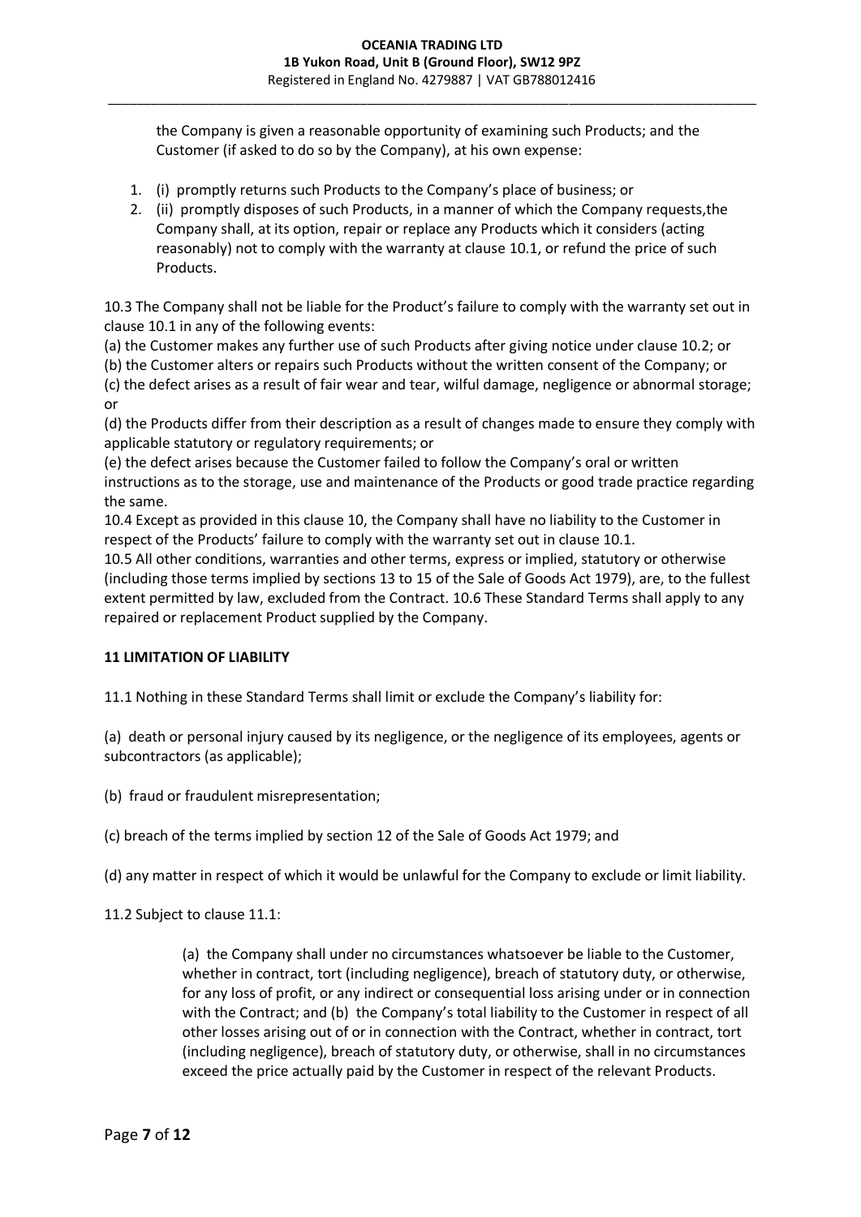the Company is given a reasonable opportunity of examining such Products; and the Customer (if asked to do so by the Company), at his own expense:

1. (i) promptly returns such Products to the Company's place of business; or
2. (ii) promptly disposes of such Products, in a manner of which the Company requests,the Company shall, at its option, repair or replace any Products which it considers (acting reasonably) not to comply with the warranty at clause 10.1, or refund the price of such Products.

10.3 The Company shall not be liable for the Product's failure to comply with the warranty set out in clause 10.1 in any of the following events:
(a) the Customer makes any further use of such Products after giving notice under clause 10.2; or
(b) the Customer alters or repairs such Products without the written consent of the Company; or
(c) the defect arises as a result of fair wear and tear, wilful damage, negligence or abnormal storage; or
(d) the Products differ from their description as a result of changes made to ensure they comply with applicable statutory or regulatory requirements; or
(e) the defect arises because the Customer failed to follow the Company's oral or written instructions as to the storage, use and maintenance of the Products or good trade practice regarding the same.
10.4 Except as provided in this clause 10, the Company shall have no liability to the Customer in respect of the Products' failure to comply with the warranty set out in clause 10.1.
10.5 All other conditions, warranties and other terms, express or implied, statutory or otherwise (including those terms implied by sections 13 to 15 of the Sale of Goods Act 1979), are, to the fullest extent permitted by law, excluded from the Contract. 10.6 These Standard Terms shall apply to any repaired or replacement Product supplied by the Company.

**11 LIMITATION OF LIABILITY**

11.1 Nothing in these Standard Terms shall limit or exclude the Company's liability for:

(a) death or personal injury caused by its negligence, or the negligence of its employees, agents or subcontractors (as applicable);

(b) fraud or fraudulent misrepresentation;

(c) breach of the terms implied by section 12 of the Sale of Goods Act 1979; and

(d) any matter in respect of which it would be unlawful for the Company to exclude or limit liability.

11.2 Subject to clause 11.1:

> (a) the Company shall under no circumstances whatsoever be liable to the Customer, whether in contract, tort (including negligence), breach of statutory duty, or otherwise, for any loss of profit, or any indirect or consequential loss arising under or in connection with the Contract; and (b) the Company's total liability to the Customer in respect of all other losses arising out of or in connection with the Contract, whether in contract, tort (including negligence), breach of statutory duty, or otherwise, shall in no circumstances exceed the price actually paid by the Customer in respect of the relevant Products.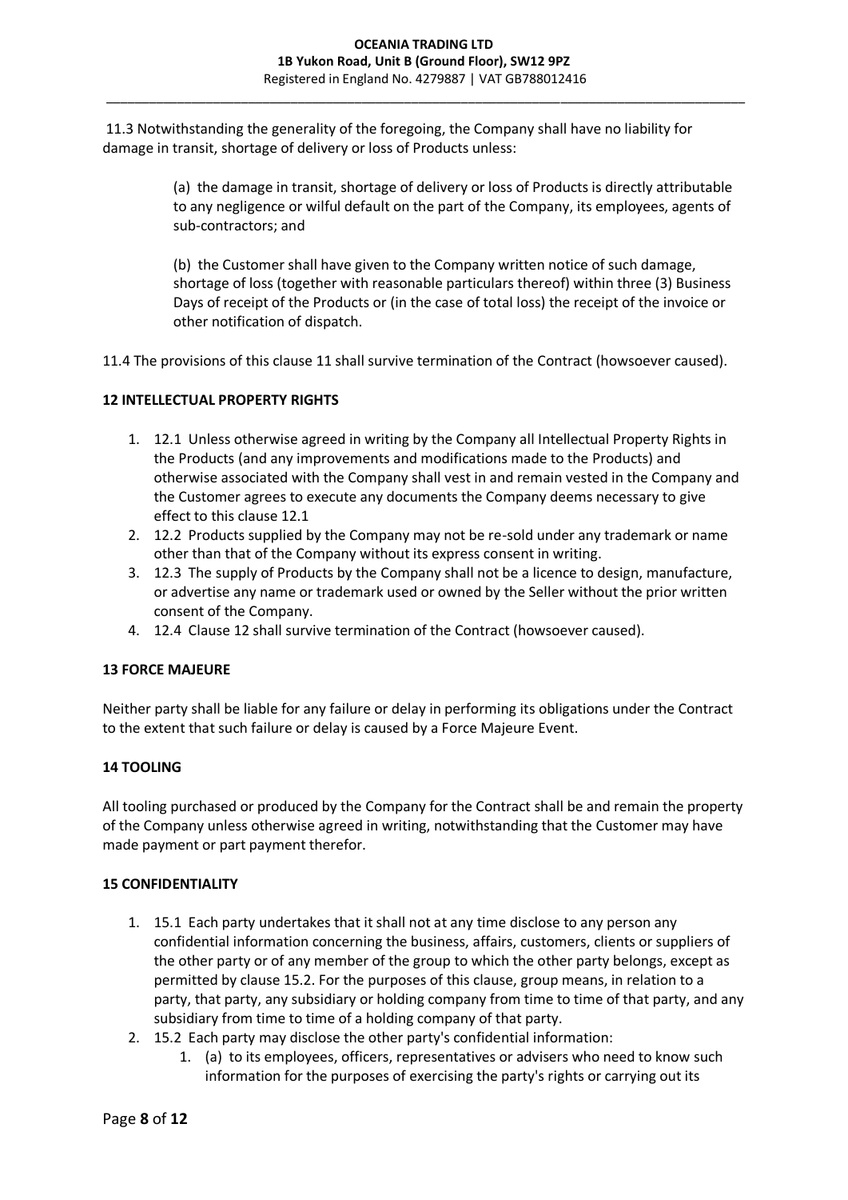11.3 Notwithstanding the generality of the foregoing, the Company shall have no liability for damage in transit, shortage of delivery or loss of Products unless:

(a) the damage in transit, shortage of delivery or loss of Products is directly attributable to any negligence or wilful default on the part of the Company, its employees, agents of sub-contractors; and

(b) the Customer shall have given to the Company written notice of such damage, shortage of loss (together with reasonable particulars thereof) within three (3) Business Days of receipt of the Products or (in the case of total loss) the receipt of the invoice or other notification of dispatch.

11.4 The provisions of this clause 11 shall survive termination of the Contract (howsoever caused).

**12 INTELLECTUAL PROPERTY RIGHTS**

1. 12.1 Unless otherwise agreed in writing by the Company all Intellectual Property Rights in the Products (and any improvements and modifications made to the Products) and otherwise associated with the Company shall vest in and remain vested in the Company and the Customer agrees to execute any documents the Company deems necessary to give effect to this clause 12.1
2. 12.2 Products supplied by the Company may not be re-sold under any trademark or name other than that of the Company without its express consent in writing.
3. 12.3 The supply of Products by the Company shall not be a licence to design, manufacture, or advertise any name or trademark used or owned by the Seller without the prior written consent of the Company.
4. 12.4 Clause 12 shall survive termination of the Contract (howsoever caused).

**13 FORCE MAJEURE**

Neither party shall be liable for any failure or delay in performing its obligations under the Contract to the extent that such failure or delay is caused by a Force Majeure Event.

**14 TOOLING**

All tooling purchased or produced by the Company for the Contract shall be and remain the property of the Company unless otherwise agreed in writing, notwithstanding that the Customer may have made payment or part payment therefor.

**15 CONFIDENTIALITY**

1. 15.1 Each party undertakes that it shall not at any time disclose to any person any confidential information concerning the business, affairs, customers, clients or suppliers of the other party or of any member of the group to which the other party belongs, except as permitted by clause 15.2. For the purposes of this clause, group means, in relation to a party, that party, any subsidiary or holding company from time to time of that party, and any subsidiary from time to time of a holding company of that party.
2. 15.2 Each party may disclose the other party's confidential information:
   1. (a) to its employees, officers, representatives or advisers who need to know such information for the purposes of exercising the party's rights or carrying out its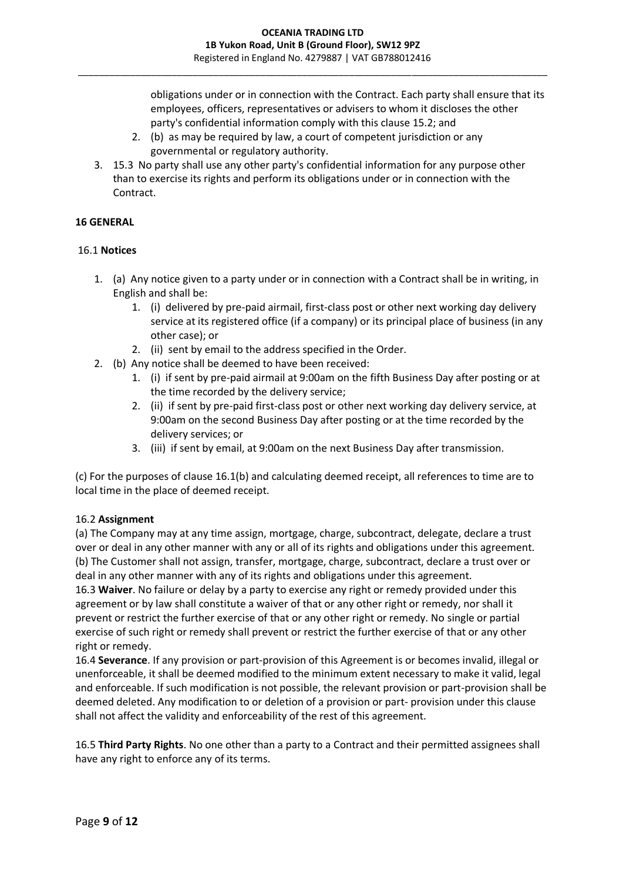obligations under or in connection with the Contract. Each party shall ensure that its employees, officers, representatives or advisers to whom it discloses the other party's confidential information comply with this clause 15.2; and

2. (b) as may be required by law, a court of competent jurisdiction or any governmental or regulatory authority.

3. 15.3 No party shall use any other party's confidential information for any purpose other than to exercise its rights and perform its obligations under or in connection with the Contract.

**16 GENERAL**

16.1 **Notices**

1. (a) Any notice given to a party under or in connection with a Contract shall be in writing, in English and shall be:
   1. (i) delivered by pre-paid airmail, first-class post or other next working day delivery service at its registered office (if a company) or its principal place of business (in any other case); or
   2. (ii) sent by email to the address specified in the Order.
2. (b) Any notice shall be deemed to have been received:
   1. (i) if sent by pre-paid airmail at 9:00am on the fifth Business Day after posting or at the time recorded by the delivery service;
   2. (ii) if sent by pre-paid first-class post or other next working day delivery service, at 9:00am on the second Business Day after posting or at the time recorded by the delivery services; or
   3. (iii) if sent by email, at 9:00am on the next Business Day after transmission.

(c) For the purposes of clause 16.1(b) and calculating deemed receipt, all references to time are to local time in the place of deemed receipt.

16.2 **Assignment**
(a) The Company may at any time assign, mortgage, charge, subcontract, delegate, declare a trust over or deal in any other manner with any or all of its rights and obligations under this agreement.
(b) The Customer shall not assign, transfer, mortgage, charge, subcontract, declare a trust over or deal in any other manner with any of its rights and obligations under this agreement.
16.3 **Waiver**. No failure or delay by a party to exercise any right or remedy provided under this agreement or by law shall constitute a waiver of that or any other right or remedy, nor shall it prevent or restrict the further exercise of that or any other right or remedy. No single or partial exercise of such right or remedy shall prevent or restrict the further exercise of that or any other right or remedy.
16.4 **Severance**. If any provision or part-provision of this Agreement is or becomes invalid, illegal or unenforceable, it shall be deemed modified to the minimum extent necessary to make it valid, legal and enforceable. If such modification is not possible, the relevant provision or part-provision shall be deemed deleted. Any modification to or deletion of a provision or part- provision under this clause shall not affect the validity and enforceability of the rest of this agreement.

16.5 **Third Party Rights**. No one other than a party to a Contract and their permitted assignees shall have any right to enforce any of its terms.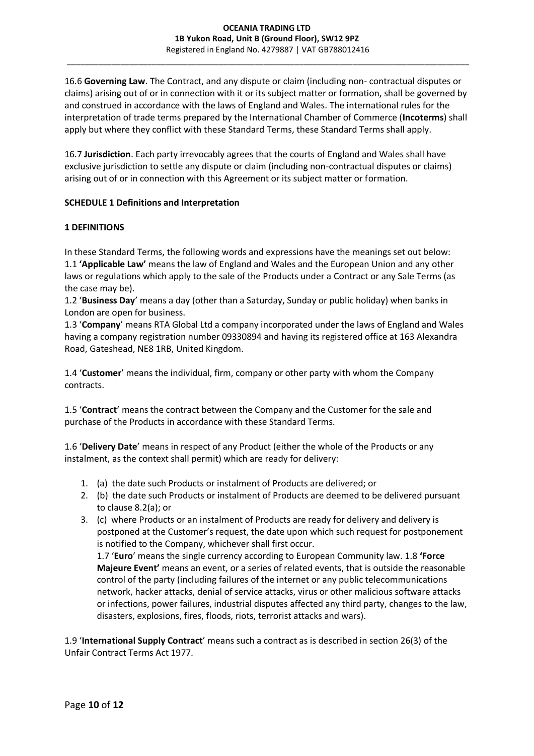16.6 **Governing Law**. The Contract, and any dispute or claim (including non- contractual disputes or claims) arising out of or in connection with it or its subject matter or formation, shall be governed by and construed in accordance with the laws of England and Wales. The international rules for the interpretation of trade terms prepared by the International Chamber of Commerce (**Incoterms**) shall apply but where they conflict with these Standard Terms, these Standard Terms shall apply.

16.7 **Jurisdiction**. Each party irrevocably agrees that the courts of England and Wales shall have exclusive jurisdiction to settle any dispute or claim (including non-contractual disputes or claims) arising out of or in connection with this Agreement or its subject matter or formation.

**SCHEDULE 1 Definitions and Interpretation**

**1 DEFINITIONS**

In these Standard Terms, the following words and expressions have the meanings set out below:
1.1 **'Applicable Law'** means the law of England and Wales and the European Union and any other laws or regulations which apply to the sale of the Products under a Contract or any Sale Terms (as the case may be).
1.2 '**Business Day**' means a day (other than a Saturday, Sunday or public holiday) when banks in London are open for business.
1.3 '**Company**' means RTA Global Ltd a company incorporated under the laws of England and Wales having a company registration number 09330894 and having its registered office at 163 Alexandra Road, Gateshead, NE8 1RB, United Kingdom.

1.4 '**Customer**' means the individual, firm, company or other party with whom the Company contracts.

1.5 '**Contract**' means the contract between the Company and the Customer for the sale and purchase of the Products in accordance with these Standard Terms.

1.6 '**Delivery Date**' means in respect of any Product (either the whole of the Products or any instalment, as the context shall permit) which are ready for delivery:

1. (a) the date such Products or instalment of Products are delivered; or
2. (b) the date such Products or instalment of Products are deemed to be delivered pursuant to clause 8.2(a); or
3. (c) where Products or an instalment of Products are ready for delivery and delivery is postponed at the Customer's request, the date upon which such request for postponement is notified to the Company, whichever shall first occur.
   1.7 '**Euro**' means the single currency according to European Community law. 1.8 **'Force Majeure Event'** means an event, or a series of related events, that is outside the reasonable control of the party (including failures of the internet or any public telecommunications network, hacker attacks, denial of service attacks, virus or other malicious software attacks or infections, power failures, industrial disputes affected any third party, changes to the law, disasters, explosions, fires, floods, riots, terrorist attacks and wars).

1.9 '**International Supply Contract**' means such a contract as is described in section 26(3) of the Unfair Contract Terms Act 1977.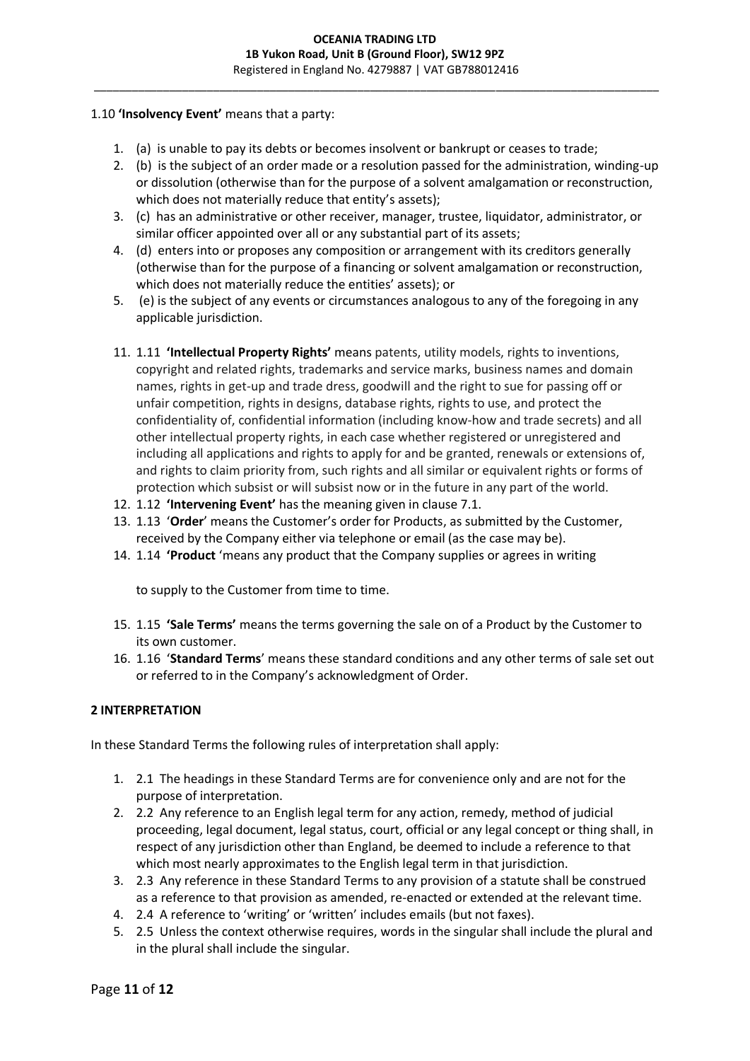1.10 **'Insolvency Event'** means that a party:

1. (a) is unable to pay its debts or becomes insolvent or bankrupt or ceases to trade;
2. (b) is the subject of an order made or a resolution passed for the administration, winding-up or dissolution (otherwise than for the purpose of a solvent amalgamation or reconstruction, which does not materially reduce that entity's assets);
3. (c) has an administrative or other receiver, manager, trustee, liquidator, administrator, or similar officer appointed over all or any substantial part of its assets;
4. (d) enters into or proposes any composition or arrangement with its creditors generally (otherwise than for the purpose of a financing or solvent amalgamation or reconstruction, which does not materially reduce the entities' assets); or
5. (e) is the subject of any events or circumstances analogous to any of the foregoing in any applicable jurisdiction.

11. 1.11 **'Intellectual Property Rights'** means patents, utility models, rights to inventions, copyright and related rights, trademarks and service marks, business names and domain names, rights in get-up and trade dress, goodwill and the right to sue for passing off or unfair competition, rights in designs, database rights, rights to use, and protect the confidentiality of, confidential information (including know-how and trade secrets) and all other intellectual property rights, in each case whether registered or unregistered and including all applications and rights to apply for and be granted, renewals or extensions of, and rights to claim priority from, such rights and all similar or equivalent rights or forms of protection which subsist or will subsist now or in the future in any part of the world.
12. 1.12 **'Intervening Event'** has the meaning given in clause 7.1.
13. 1.13 '**Order**' means the Customer's order for Products, as submitted by the Customer, received by the Company either via telephone or email (as the case may be).
14. 1.14 **'Product** 'means any product that the Company supplies or agrees in writing

    to supply to the Customer from time to time.

15. 1.15 **'Sale Terms'** means the terms governing the sale on of a Product by the Customer to its own customer.
16. 1.16 '**Standard Terms**' means these standard conditions and any other terms of sale set out or referred to in the Company's acknowledgment of Order.

**2 INTERPRETATION**

In these Standard Terms the following rules of interpretation shall apply:

1. 2.1 The headings in these Standard Terms are for convenience only and are not for the purpose of interpretation.
2. 2.2 Any reference to an English legal term for any action, remedy, method of judicial proceeding, legal document, legal status, court, official or any legal concept or thing shall, in respect of any jurisdiction other than England, be deemed to include a reference to that which most nearly approximates to the English legal term in that jurisdiction.
3. 2.3 Any reference in these Standard Terms to any provision of a statute shall be construed as a reference to that provision as amended, re-enacted or extended at the relevant time.
4. 2.4 A reference to 'writing' or 'written' includes emails (but not faxes).
5. 2.5 Unless the context otherwise requires, words in the singular shall include the plural and in the plural shall include the singular.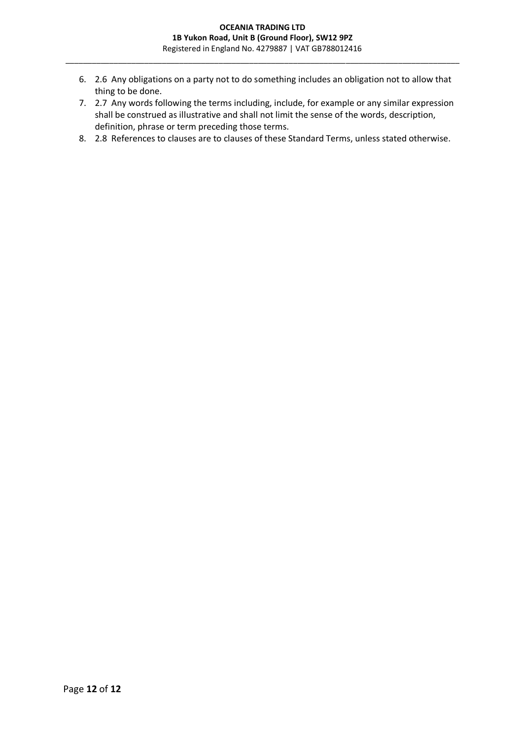6. 2.6 Any obligations on a party not to do something includes an obligation not to allow that thing to be done.
7. 2.7 Any words following the terms including, include, for example or any similar expression shall be construed as illustrative and shall not limit the sense of the words, description, definition, phrase or term preceding those terms.
8. 2.8 References to clauses are to clauses of these Standard Terms, unless stated otherwise.